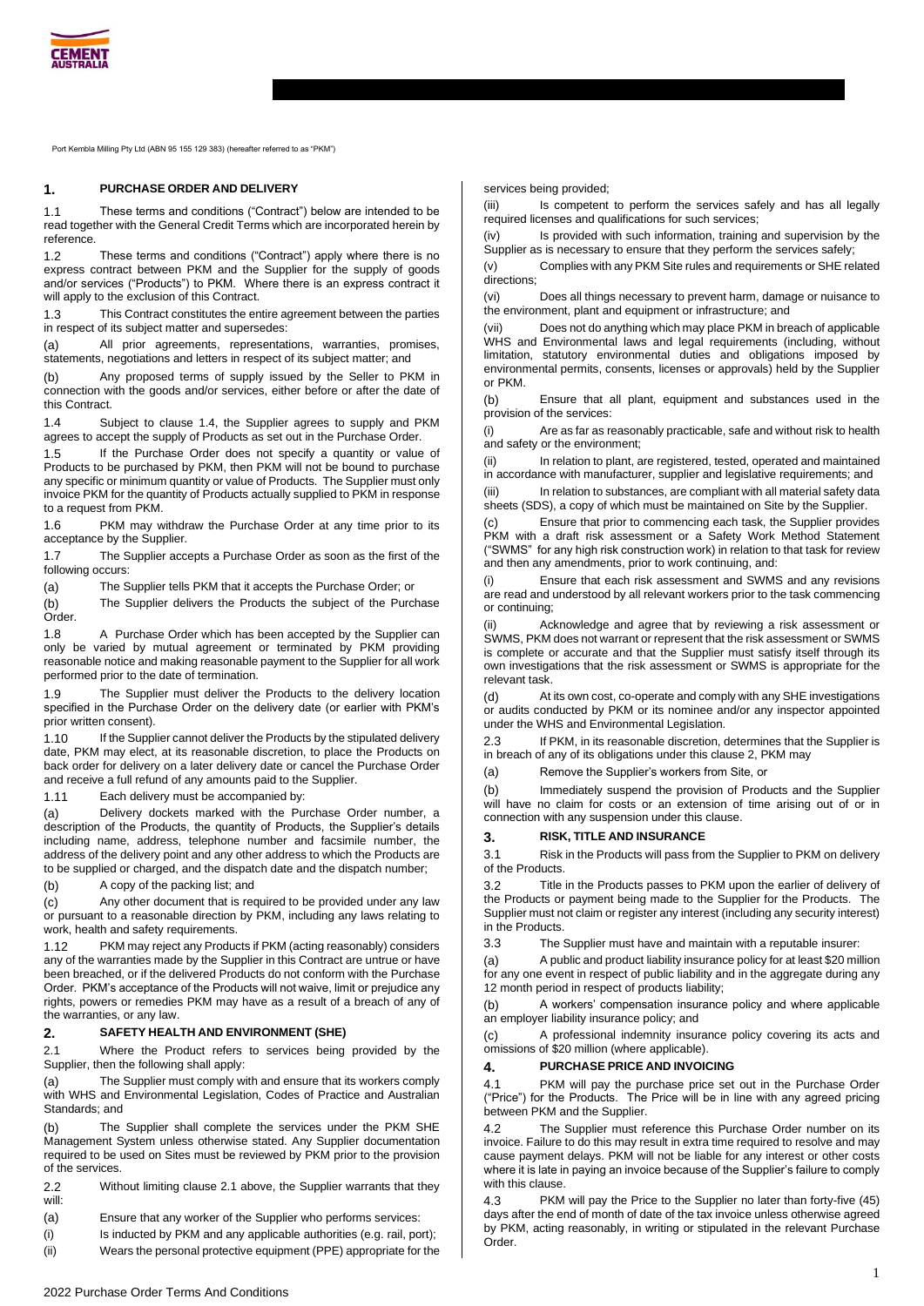Port Kembla Milling Pty Ltd (ABN 95 155 129 383) (hereafter referred to as "PKM")

## 1. PURCHASE ORDER AND DELIVERY

1.1 These terms and conditions ("Contract") below are intended to be read together with the General Credit Terms which are incorporated herein by reference.

1.2 These terms and conditions ("Contract") apply where there is no express contract between PKM and the Supplier for the supply of goods and/or services ("Products") to PKM. Where there is an express contract it will apply to the exclusion of this Contract.

1.3 This Contract constitutes the entire agreement between the parties in respect of its subject matter and supersedes:

(a) All prior agreements, representations, warranties, promises, statements, negotiations and letters in respect of its subject matter; and

(b) Any proposed terms of supply issued by the Seller to PKM in connection with the goods and/or services, either before or after the date of this Contract.

1.4 Subject to clause 1.4, the Supplier agrees to supply and PKM agrees to accept the supply of Products as set out in the Purchase Order.

1.5 If the Purchase Order does not specify a quantity or value of Products to be purchased by PKM, then PKM will not be bound to purchase any specific or minimum quantity or value of Products. The Supplier must only invoice PKM for the quantity of Products actually supplied to PKM in response to a request from PKM.

1.6 PKM may withdraw the Purchase Order at any time prior to its acceptance by the Supplier.

1.7 The Supplier accepts a Purchase Order as soon as the first of the following occurs:

(a) The Supplier tells PKM that it accepts the Purchase Order; or

(b) The Supplier delivers the Products the subject of the Purchase Order.

1.8 A Purchase Order which has been accepted by the Supplier can only be varied by mutual agreement or terminated by PKM providing reasonable notice and making reasonable payment to the Supplier for all work performed prior to the date of termination.

1.9 The Supplier must deliver the Products to the delivery location specified in the Purchase Order on the delivery date (or earlier with PKM's prior written consent).

1.10 If the Supplier cannot deliver the Products by the stipulated delivery date, PKM may elect, at its reasonable discretion, to place the Products on back order for delivery on a later delivery date or cancel the Purchase Order and receive a full refund of any amounts paid to the Supplier.

1.11 Each delivery must be accompanied by:

(a) Delivery dockets marked with the Purchase Order number, a description of the Products, the quantity of Products, the Supplier's details including name, address, telephone number and facsimile number, the address of the delivery point and any other address to which the Products are to be supplied or charged, and the dispatch date and the dispatch number;

(b) A copy of the packing list; and

(c) Any other document that is required to be provided under any law or pursuant to a reasonable direction by PKM, including any laws relating to work, health and safety requirements.

1.12 PKM may reject any Products if PKM (acting reasonably) considers any of the warranties made by the Supplier in this Contract are untrue or have been breached, or if the delivered Products do not conform with the Purchase Order. PKM's acceptance of the Products will not waive, limit or prejudice any rights, powers or remedies PKM may have as a result of a breach of any of the warranties, or any law.

## 2. SAFETY HEALTH AND ENVIRONMENT (SHE)

2.1 Where the Product refers to services being provided by the Supplier, then the following shall apply:

(a) The Supplier must comply with and ensure that its workers comply with WHS and Environmental Legislation, Codes of Practice and Australian Standards; and

(b) The Supplier shall complete the services under the PKM SHE Management System unless otherwise stated. Any Supplier documentation required to be used on Sites must be reviewed by PKM prior to the provision of the services.

2.2 Without limiting clause 2.1 above, the Supplier warrants that they will:

(a) Ensure that any worker of the Supplier who performs services:

(i) Is inducted by PKM and any applicable authorities (e.g. rail, port);

(ii) Wears the personal protective equipment (PPE) appropriate for the services being provided;

(iii) Is competent to perform the services safely and has all legally required licenses and qualifications for such services;

(iv) Is provided with such information, training and supervision by the Supplier as is necessary to ensure that they perform the services safely;

(v) Complies with any PKM Site rules and requirements or SHE related directions;

(vi) Does all things necessary to prevent harm, damage or nuisance to the environment, plant and equipment or infrastructure; and

(vii) Does not do anything which may place PKM in breach of applicable WHS and Environmental laws and legal requirements (including, without limitation, statutory environmental duties and obligations imposed by environmental permits, consents, licenses or approvals) held by the Supplier or PKM.

(b) Ensure that all plant, equipment and substances used in the provision of the services:

(i) Are as far as reasonably practicable, safe and without risk to health and safety or the environment;

(ii) In relation to plant, are registered, tested, operated and maintained in accordance with manufacturer, supplier and legislative requirements; and

(iii) In relation to substances, are compliant with all material safety data sheets (SDS), a copy of which must be maintained on Site by the Supplier.

(c) Ensure that prior to commencing each task, the Supplier provides PKM with a draft risk assessment or a Safety Work Method Statement ("SWMS" for any high risk construction work) in relation to that task for review and then any amendments, prior to work continuing, and:

(i) Ensure that each risk assessment and SWMS and any revisions are read and understood by all relevant workers prior to the task commencing or continuing;

(ii) Acknowledge and agree that by reviewing a risk assessment or SWMS, PKM does not warrant or represent that the risk assessment or SWMS is complete or accurate and that the Supplier must satisfy itself through its own investigations that the risk assessment or SWMS is appropriate for the relevant task.

(d) At its own cost, co-operate and comply with any SHE investigations or audits conducted by PKM or its nominee and/or any inspector appointed under the WHS and Environmental Legislation.

2.3 If PKM, in its reasonable discretion, determines that the Supplier is in breach of any of its obligations under this clause 2, PKM may

(a) Remove the Supplier's workers from Site, or

(b) Immediately suspend the provision of Products and the Supplier will have no claim for costs or an extension of time arising out of or in connection with any suspension under this clause.

## 3. RISK, TITLE AND INSURANCE

3.1 Risk in the Products will pass from the Supplier to PKM on delivery of the Products.

3.2 Title in the Products passes to PKM upon the earlier of delivery of the Products or payment being made to the Supplier for the Products. The Supplier must not claim or register any interest (including any security interest) in the Products.

3.3 The Supplier must have and maintain with a reputable insurer:

(a) A public and product liability insurance policy for at least $20 million for any one event in respect of public liability and in the aggregate during any 12 month period in respect of products liability;

(b) A workers' compensation insurance policy and where applicable an employer liability insurance policy; and

(c) A professional indemnity insurance policy covering its acts and omissions of $20 million (where applicable).

## 4. PURCHASE PRICE AND INVOICING

4.1 PKM will pay the purchase price set out in the Purchase Order ("Price") for the Products. The Price will be in line with any agreed pricing between PKM and the Supplier.

4.2 The Supplier must reference this Purchase Order number on its invoice. Failure to do this may result in extra time required to resolve and may cause payment delays. PKM will not be liable for any interest or other costs where it is late in paying an invoice because of the Supplier's failure to comply with this clause.

4.3 PKM will pay the Price to the Supplier no later than forty-five (45) days after the end of month of date of the tax invoice unless otherwise agreed by PKM, acting reasonably, in writing or stipulated in the relevant Purchase Order.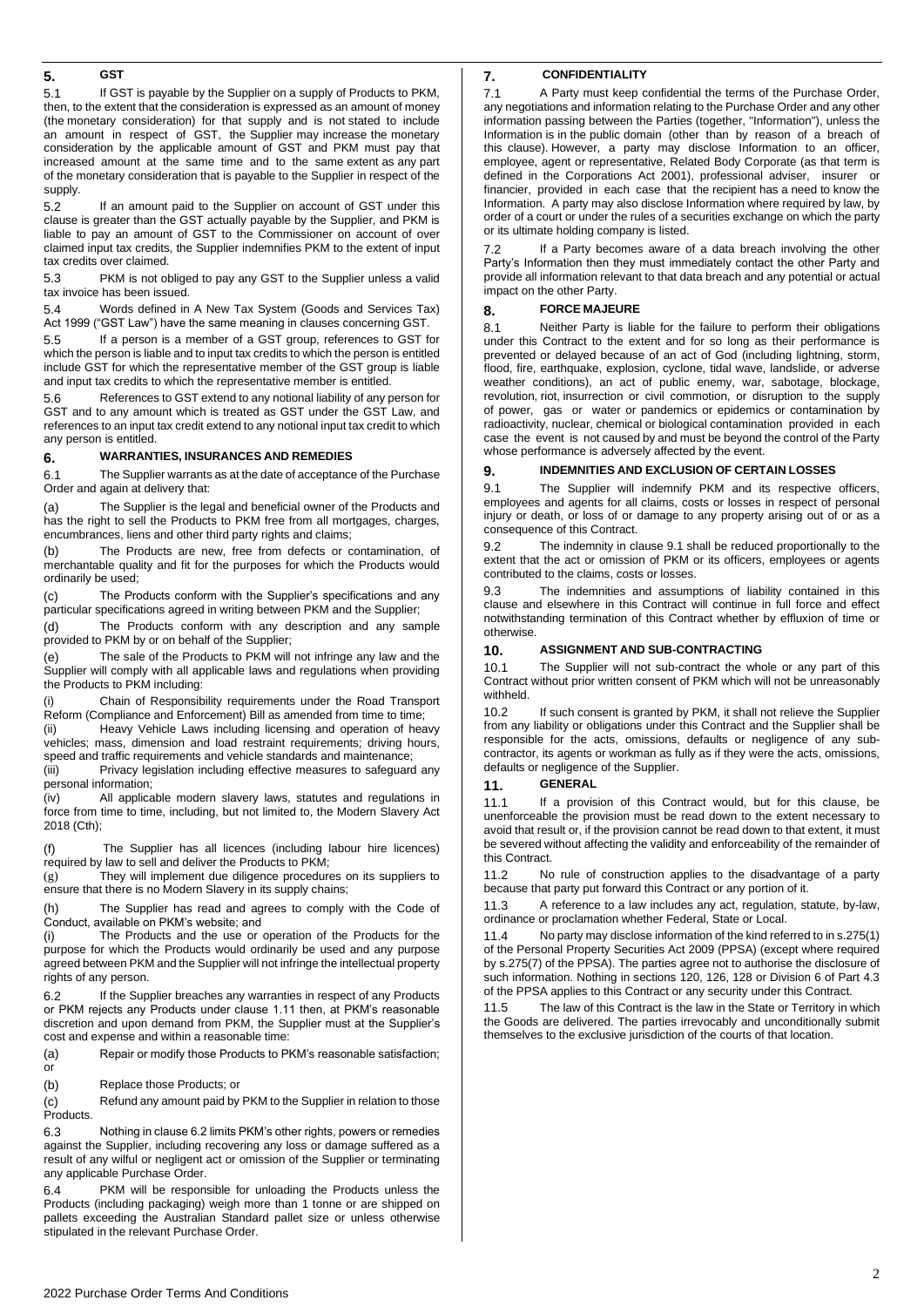## 5. GST

5.1 If GST is payable by the Supplier on a supply of Products to PKM, then, to the extent that the consideration is expressed as an amount of money (the monetary consideration) for that supply and is not stated to include an amount in respect of GST, the Supplier may increase the monetary consideration by the applicable amount of GST and PKM must pay that increased amount at the same time and to the same extent as any part of the monetary consideration that is payable to the Supplier in respect of the supply.

5.2 If an amount paid to the Supplier on account of GST under this clause is greater than the GST actually payable by the Supplier, and PKM is liable to pay an amount of GST to the Commissioner on account of over claimed input tax credits, the Supplier indemnifies PKM to the extent of input tax credits over claimed.

5.3 PKM is not obliged to pay any GST to the Supplier unless a valid tax invoice has been issued.

5.4 Words defined in A New Tax System (Goods and Services Tax) Act 1999 ("GST Law") have the same meaning in clauses concerning GST.

5.5 If a person is a member of a GST group, references to GST for which the person is liable and to input tax credits to which the person is entitled include GST for which the representative member of the GST group is liable and input tax credits to which the representative member is entitled.

5.6 References to GST extend to any notional liability of any person for GST and to any amount which is treated as GST under the GST Law, and references to an input tax credit extend to any notional input tax credit to which any person is entitled.

## 6. WARRANTIES, INSURANCES AND REMEDIES

6.1 The Supplier warrants as at the date of acceptance of the Purchase Order and again at delivery that:

(a) The Supplier is the legal and beneficial owner of the Products and has the right to sell the Products to PKM free from all mortgages, charges, encumbrances, liens and other third party rights and claims;

(b) The Products are new, free from defects or contamination, of merchantable quality and fit for the purposes for which the Products would ordinarily be used;

(c) The Products conform with the Supplier's specifications and any particular specifications agreed in writing between PKM and the Supplier;

(d) The Products conform with any description and any sample provided to PKM by or on behalf of the Supplier;

(e) The sale of the Products to PKM will not infringe any law and the Supplier will comply with all applicable laws and regulations when providing the Products to PKM including:

(i) Chain of Responsibility requirements under the Road Transport Reform (Compliance and Enforcement) Bill as amended from time to time;

(ii) Heavy Vehicle Laws including licensing and operation of heavy vehicles; mass, dimension and load restraint requirements; driving hours, speed and traffic requirements and vehicle standards and maintenance;

(iii) Privacy legislation including effective measures to safeguard any personal information;

(iv) All applicable modern slavery laws, statutes and regulations in force from time to time, including, but not limited to, the Modern Slavery Act 2018 (Cth);

(f) The Supplier has all licences (including labour hire licences) required by law to sell and deliver the Products to PKM;

(g) They will implement due diligence procedures on its suppliers to ensure that there is no Modern Slavery in its supply chains;

(h) The Supplier has read and agrees to comply with the Code of Conduct, available on PKM's website; and

(i) The Products and the use or operation of the Products for the purpose for which the Products would ordinarily be used and any purpose agreed between PKM and the Supplier will not infringe the intellectual property rights of any person.

6.2 If the Supplier breaches any warranties in respect of any Products or PKM rejects any Products under clause 1.11 then, at PKM's reasonable discretion and upon demand from PKM, the Supplier must at the Supplier's cost and expense and within a reasonable time:

(a) Repair or modify those Products to PKM's reasonable satisfaction; or

(b) Replace those Products; or

(c) Refund any amount paid by PKM to the Supplier in relation to those Products.

6.3 Nothing in clause 6.2 limits PKM's other rights, powers or remedies against the Supplier, including recovering any loss or damage suffered as a result of any wilful or negligent act or omission of the Supplier or terminating any applicable Purchase Order.

6.4 PKM will be responsible for unloading the Products unless the Products (including packaging) weigh more than 1 tonne or are shipped on pallets exceeding the Australian Standard pallet size or unless otherwise stipulated in the relevant Purchase Order.

## 7. CONFIDENTIALITY

7.1 A Party must keep confidential the terms of the Purchase Order, any negotiations and information relating to the Purchase Order and any other information passing between the Parties (together, "Information"), unless the Information is in the public domain (other than by reason of a breach of this clause). However, a party may disclose Information to an officer, employee, agent or representative, Related Body Corporate (as that term is defined in the Corporations Act 2001), professional adviser, insurer or financier, provided in each case that the recipient has a need to know the Information. A party may also disclose Information where required by law, by order of a court or under the rules of a securities exchange on which the party or its ultimate holding company is listed.

7.2 If a Party becomes aware of a data breach involving the other Party's Information then they must immediately contact the other Party and provide all information relevant to that data breach and any potential or actual impact on the other Party.

## 8. FORCE MAJEURE

8.1 Neither Party is liable for the failure to perform their obligations under this Contract to the extent and for so long as their performance is prevented or delayed because of an act of God (including lightning, storm, flood, fire, earthquake, explosion, cyclone, tidal wave, landslide, or adverse weather conditions), an act of public enemy, war, sabotage, blockage, revolution, riot, insurrection or civil commotion, or disruption to the supply of power, gas or water or pandemics or epidemics or contamination by radioactivity, nuclear, chemical or biological contamination provided in each case the event is not caused by and must be beyond the control of the Party whose performance is adversely affected by the event.

## 9. INDEMNITIES AND EXCLUSION OF CERTAIN LOSSES

9.1 The Supplier will indemnify PKM and its respective officers, employees and agents for all claims, costs or losses in respect of personal injury or death, or loss of or damage to any property arising out of or as a consequence of this Contract.

9.2 The indemnity in clause 9.1 shall be reduced proportionally to the extent that the act or omission of PKM or its officers, employees or agents contributed to the claims, costs or losses.

9.3 The indemnities and assumptions of liability contained in this clause and elsewhere in this Contract will continue in full force and effect notwithstanding termination of this Contract whether by effluxion of time or otherwise.

## 10. ASSIGNMENT AND SUB-CONTRACTING

10.1 The Supplier will not sub-contract the whole or any part of this Contract without prior written consent of PKM which will not be unreasonably withheld.

10.2 If such consent is granted by PKM, it shall not relieve the Supplier from any liability or obligations under this Contract and the Supplier shall be responsible for the acts, omissions, defaults or negligence of any sub-contractor, its agents or workman as fully as if they were the acts, omissions, defaults or negligence of the Supplier.

## 11. GENERAL

11.1 If a provision of this Contract would, but for this clause, be unenforceable the provision must be read down to the extent necessary to avoid that result or, if the provision cannot be read down to that extent, it must be severed without affecting the validity and enforceability of the remainder of this Contract.

11.2 No rule of construction applies to the disadvantage of a party because that party put forward this Contract or any portion of it.

11.3 A reference to a law includes any act, regulation, statute, by-law, ordinance or proclamation whether Federal, State or Local.

11.4 No party may disclose information of the kind referred to in s.275(1) of the Personal Property Securities Act 2009 (PPSA) (except where required by s.275(7) of the PPSA). The parties agree not to authorise the disclosure of such information. Nothing in sections 120, 126, 128 or Division 6 of Part 4.3 of the PPSA applies to this Contract or any security under this Contract.

11.5 The law of this Contract is the law in the State or Territory in which the Goods are delivered. The parties irrevocably and unconditionally submit themselves to the exclusive jurisdiction of the courts of that location.